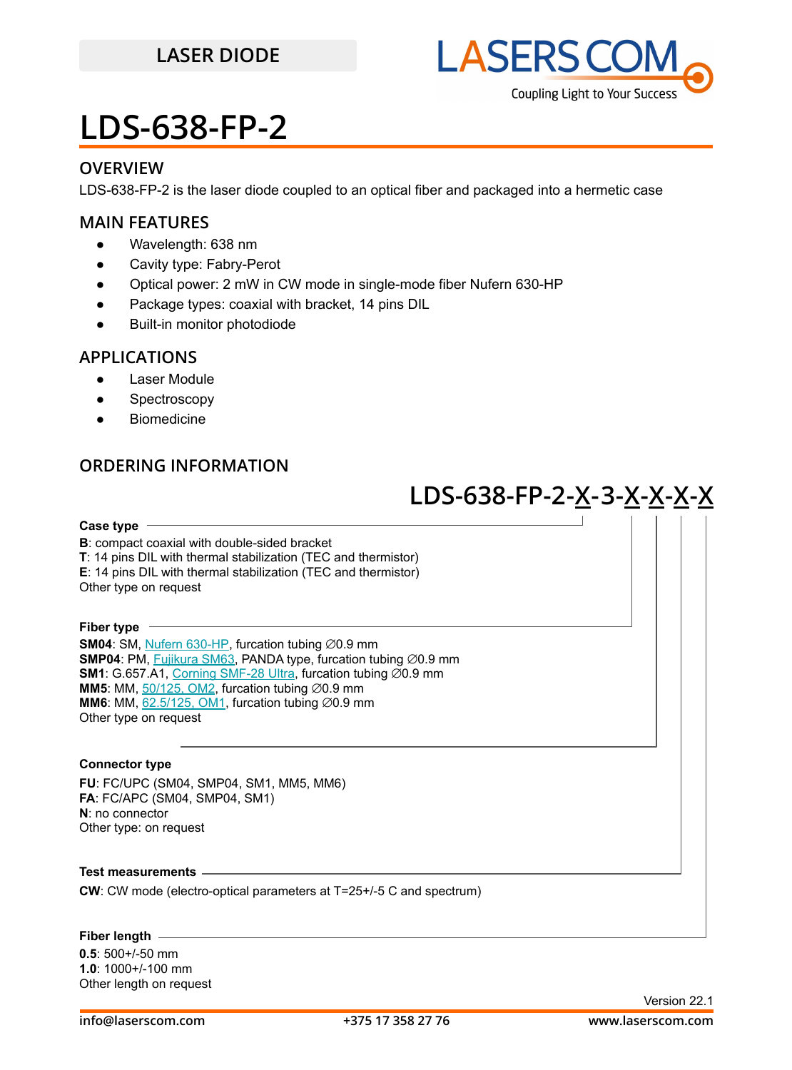LASER DIODE

# LDS-638-FP-2

## OVERVIEW

LDS-638-FP-2 is the laser diode coupled to an optical fiber and packaged into a hermetic case

## MAIN FEATURES

- Wavelength: 638 nm
- Cavity type: Fabry-Perot
- Optical power: 2 mW in CW mode in single-mode fiber Nufern 630-HP
- Package types: coaxial with bracket, 14 pins DIL
- Built-in monitor photodiode

## APPLICATIONS

- Laser Module
- Spectroscopy
- Biomedicine

## ORDERING INFORMATION

**LDS-638-FP-2-X-3-X-X-X-X**

**Case type**

**B**: compact coaxial with double-sided bracket
**T**: 14 pins DIL with thermal stabilization (TEC and thermistor)
**E**: 14 pins DIL with thermal stabilization (TEC and thermistor)
Other type on request

**Fiber type**

**SM04**: SM, Nufern 630-HP, furcation tubing ∅0.9 mm
**SMP04**: PM, Fujikura SM63, PANDA type, furcation tubing ∅0.9 mm
**SM1**: G.657.A1, Corning SMF-28 Ultra, furcation tubing ∅0.9 mm
**MM5**: MM, 50/125, OM2, furcation tubing ∅0.9 mm
**MM6**: MM, 62.5/125, OM1, furcation tubing ∅0.9 mm
Other type on request

**Connector type**

**FU**: FC/UPC (SM04, SMP04, SM1, MM5, MM6)
**FA**: FC/APC (SM04, SMP04, SM1)
**N**: no connector
Other type: on request

**Test measurements**

**CW**: CW mode (electro-optical parameters at T=25+/-5 C and spectrum)

**Fiber length**

**0.5**: 500+/-50 mm
**1.0**: 1000+/-100 mm
Other length on request

Version 22.1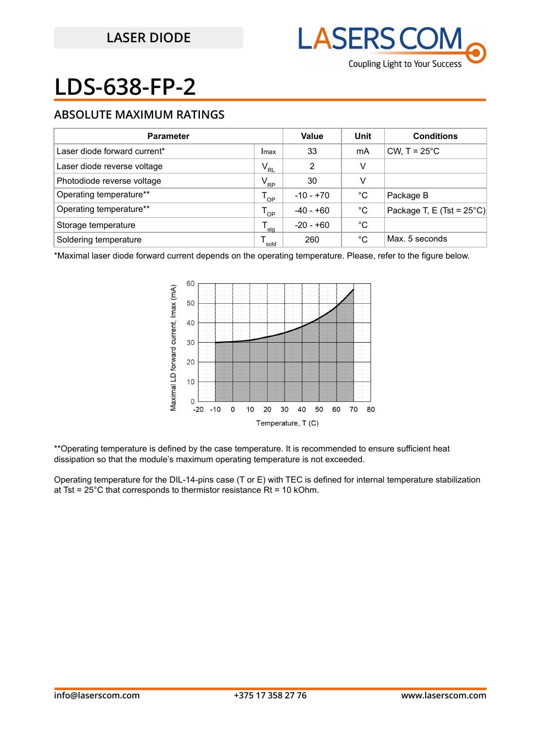LASER DIODE

# LDS-638-FP-2

## ABSOLUTE MAXIMUM RATINGS

| Parameter | | Value | Unit | Conditions |
|---|---|---|---|---|
| Laser diode forward current* | Imax | 33 | mA | CW, T = 25°C |
| Laser diode reverse voltage | $V_{RL}$ | 2 | V | |
| Photodiode reverse voltage | $V_{RP}$ | 30 | V | |
| Operating temperature** | $T_{OP}$ | -10 - +70 | °C | Package B |
| Operating temperature** | $T_{OP}$ | -40 - +60 | °C | Package T, E (Tst = 25°C) |
| Storage temperature | $T_{stg}$ | -20 - +60 | °C | |
| Soldering temperature | $T_{sold}$ | 260 | °C | Max. 5 seconds |

*Maximal laser diode forward current depends on the operating temperature. Please, refer to the figure below.

**Operating temperature is defined by the case temperature. It is recommended to ensure sufficient heat dissipation so that the module's maximum operating temperature is not exceeded.

Operating temperature for the DIL-14-pins case (T or E) with TEC is defined for internal temperature stabilization at Tst = 25°C that corresponds to thermistor resistance Rt = 10 kOhm.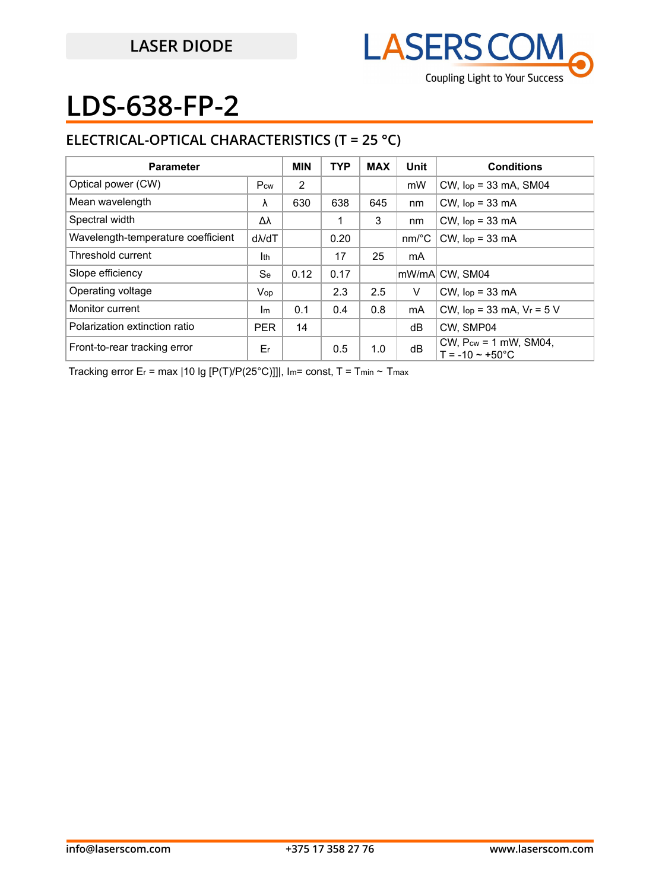LASER DIODE

# LDS-638-FP-2

## ELECTRICAL-OPTICAL CHARACTERISTICS (T = 25 °C)

| Parameter | | MIN | TYP | MAX | Unit | Conditions |
|---|---|---|---|---|---|---|
| Optical power (CW) | $P_{cw}$ | 2 | | | mW | CW, $I_{op}$ = 33 mA, SM04 |
| Mean wavelength | λ | 630 | 638 | 645 | nm | CW, $I_{op}$ = 33 mA |
| Spectral width | Δλ | | 1 | 3 | nm | CW, $I_{op}$ = 33 mA |
| Wavelength-temperature coefficient | dλ/dT | | 0.20 | | nm/°C | CW, $I_{op}$ = 33 mA |
| Threshold current | $I_{th}$ | | 17 | 25 | mA | |
| Slope efficiency | $S_e$ | 0.12 | 0.17 | | mW/mA | CW, SM04 |
| Operating voltage | $V_{op}$ | | 2.3 | 2.5 | V | CW, $I_{op}$ = 33 mA |
| Monitor current | $I_m$ | 0.1 | 0.4 | 0.8 | mA | CW, $I_{op}$ = 33 mA, $V_r$ = 5 V |
| Polarization extinction ratio | PER | 14 | | | dB | CW, SMP04 |
| Front-to-rear tracking error | $E_r$ | | 0.5 | 1.0 | dB | CW, $P_{cw}$ = 1 mW, SM04, T = -10 ~ +50°C |

Tracking error $E_r$ = max |10 lg [P(T)/P(25°C)]]|, $I_m$= const, T = $T_{min}$ ~ $T_{max}$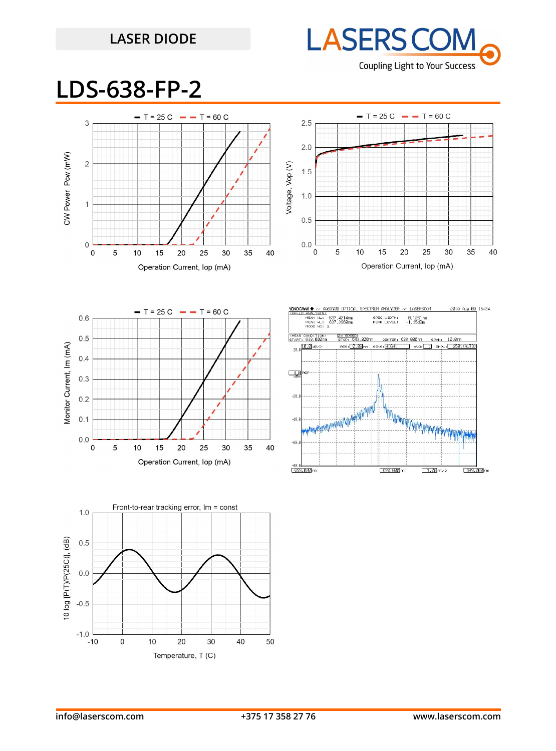# LDS-638-FP-2

T = 25 C — T = 60 C

CW Power, Pcw (mW) vs Operation Current, Iop (mA)

T = 25 C — T = 60 C

Voltage, Vop (V) vs Operation Current, Iop (mA)

T = 25 C — T = 60 C

Monitor Current, Im (mA) vs Operation Current, Iop (mA)

YOKOGAWA AQ6370D OPTICAL SPECTRUM ANALYZER // LASERSCOM 2019 Aug 09 15:34

DFB-LD ANALYSIS

MEAN WL: 637.4214nm SPEC WIDTH: 0.1261nm
PEAK WL: 637.3968nm PEAK LEVEL: -1.35dBm
MODE NO: 3

START: 633.000nm STOP: 643.000nm CENTER: 638.000nm SPAN: 10.0nm

Front-to-rear tracking error, Im = const

10 log [P(T)/P(25C)], (dB) vs Temperature, T (C)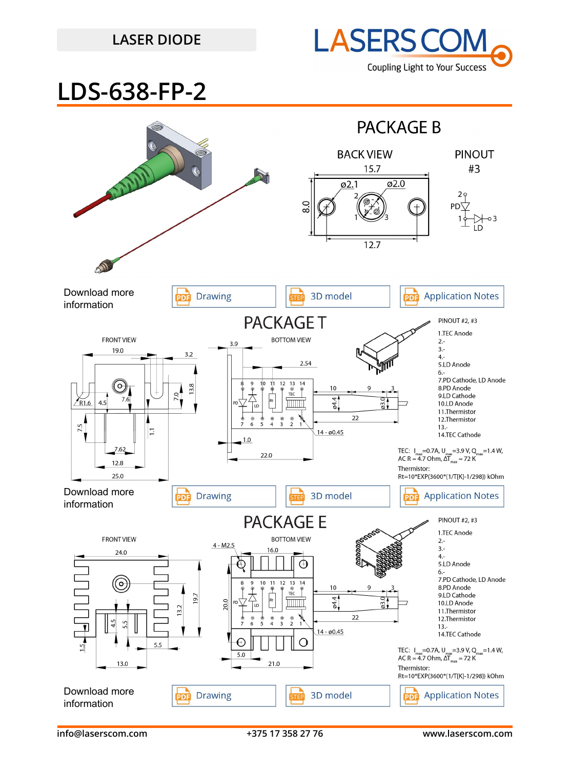LASER DIODE

# LDS-638-FP-2

## PACKAGE B

BACK VIEW

PINOUT #3

Download more information

Drawing | 3D model | Application Notes

## PACKAGE T

FRONT VIEW

BOTTOM VIEW

PINOUT #2, #3

1. TEC Anode
2. -
3. -
4. -
5. LD Anode
6. -
7. PD Cathode, LD Anode
8. PD Anode
9. LD Cathode
10. LD Anode
11. Thermistor
12. Thermistor
13. -
14. TEC Cathode

TEC: $I_{max}$=0.7A, $U_{max}$=3.9 V, $Q_{max}$=1.4 W, AC R = 4.7 Ohm, $\Delta T_{max}$ = 72 K

Thermistor:
Rt=10*EXP(3600*(1/T[K]-1/298)) kOhm

Download more information

Drawing | 3D model | Application Notes

## PACKAGE E

FRONT VIEW

BOTTOM VIEW

PINOUT #2, #3

1. TEC Anode
2. -
3. -
4. -
5. LD Anode
6. -
7. PD Cathode, LD Anode
8. PD Anode
9. LD Cathode
10. LD Anode
11. Thermistor
12. Thermistor
13. -
14. TEC Cathode

TEC: $I_{max}$=0.7A, $U_{max}$=3.9 V, $Q_{max}$=1.4 W, AC R = 4.7 Ohm, $\Delta T_{max}$ = 72 K

Thermistor:
Rt=10*EXP(3600*(1/T[K]-1/298)) kOhm

Download more information

Drawing | 3D model | Application Notes

info@laserscom.com | +375 17 358 27 76 | www.laserscom.com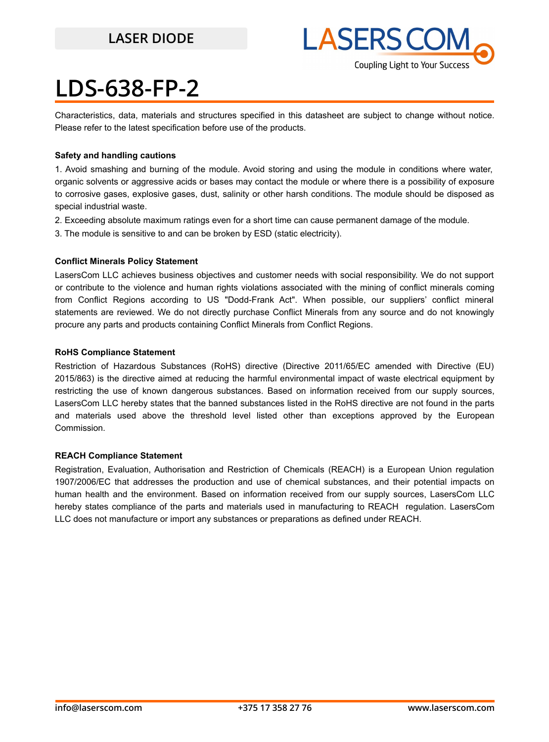# LDS-638-FP-2

Characteristics, data, materials and structures specified in this datasheet are subject to change without notice. Please refer to the latest specification before use of the products.

**Safety and handling cautions**

1. Avoid smashing and burning of the module. Avoid storing and using the module in conditions where water, organic solvents or aggressive acids or bases may contact the module or where there is a possibility of exposure to corrosive gases, explosive gases, dust, salinity or other harsh conditions. The module should be disposed as special industrial waste.
2. Exceeding absolute maximum ratings even for a short time can cause permanent damage of the module.
3. The module is sensitive to and can be broken by ESD (static electricity).

**Conflict Minerals Policy Statement**

LasersCom LLC achieves business objectives and customer needs with social responsibility. We do not support or contribute to the violence and human rights violations associated with the mining of conflict minerals coming from Conflict Regions according to US "Dodd-Frank Act". When possible, our suppliers' conflict mineral statements are reviewed. We do not directly purchase Conflict Minerals from any source and do not knowingly procure any parts and products containing Conflict Minerals from Conflict Regions.

**RoHS Compliance Statement**

Restriction of Hazardous Substances (RoHS) directive (Directive 2011/65/EC amended with Directive (EU) 2015/863) is the directive aimed at reducing the harmful environmental impact of waste electrical equipment by restricting the use of known dangerous substances. Based on information received from our supply sources, LasersCom LLC hereby states that the banned substances listed in the RoHS directive are not found in the parts and materials used above the threshold level listed other than exceptions approved by the European Commission.

**REACH Compliance Statement**

Registration, Evaluation, Authorisation and Restriction of Chemicals (REACH) is a European Union regulation 1907/2006/EC that addresses the production and use of chemical substances, and their potential impacts on human health and the environment. Based on information received from our supply sources, LasersCom LLC hereby states compliance of the parts and materials used in manufacturing to REACH regulation. LasersCom LLC does not manufacture or import any substances or preparations as defined under REACH.